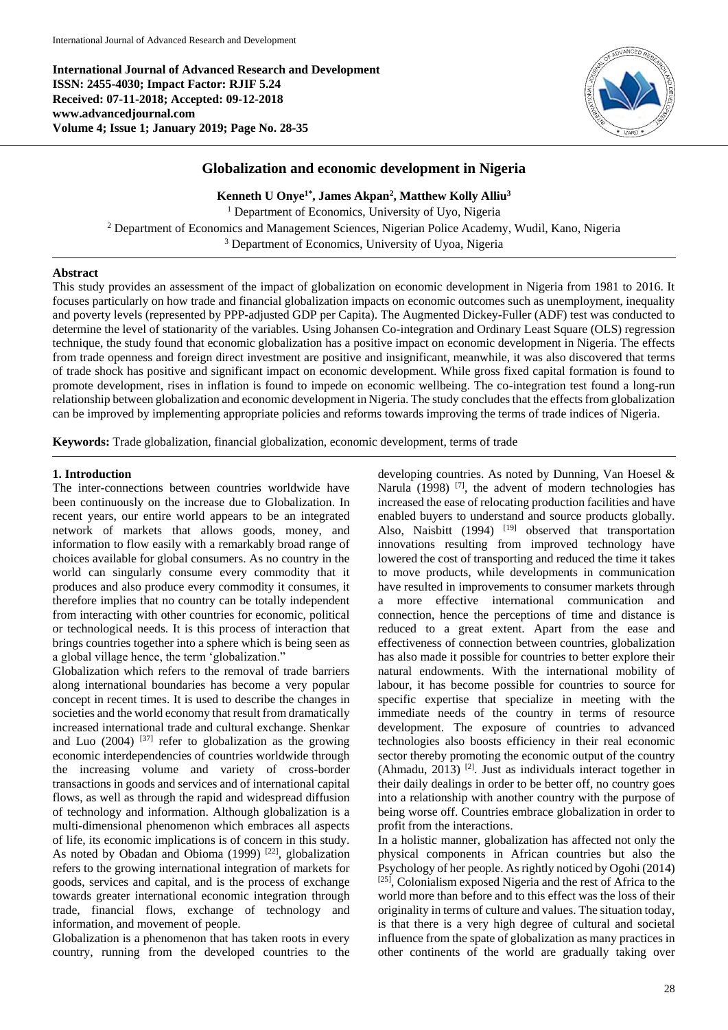**International Journal of Advanced Research and Development**
**ISSN: 2455-4030; Impact Factor: RJIF 5.24**
**Received: 07-11-2018; Accepted: 09-12-2018**
**www.advancedjournal.com**
**Volume 4; Issue 1; January 2019; Page No. 28-35**

# Globalization and economic development in Nigeria

**Kenneth U Onye[1*], James Akpan[2], Matthew Kolly Alliu[3]**

[1] Department of Economics, University of Uyo, Nigeria
[2] Department of Economics and Management Sciences, Nigerian Police Academy, Wudil, Kano, Nigeria
[3] Department of Economics, University of Uyoa, Nigeria

## Abstract

This study provides an assessment of the impact of globalization on economic development in Nigeria from 1981 to 2016. It focuses particularly on how trade and financial globalization impacts on economic outcomes such as unemployment, inequality and poverty levels (represented by PPP-adjusted GDP per Capita). The Augmented Dickey-Fuller (ADF) test was conducted to determine the level of stationarity of the variables. Using Johansen Co-integration and Ordinary Least Square (OLS) regression technique, the study found that economic globalization has a positive impact on economic development in Nigeria. The effects from trade openness and foreign direct investment are positive and insignificant, meanwhile, it was also discovered that terms of trade shock has positive and significant impact on economic development. While gross fixed capital formation is found to promote development, rises in inflation is found to impede on economic wellbeing. The co-integration test found a long-run relationship between globalization and economic development in Nigeria. The study concludes that the effects from globalization can be improved by implementing appropriate policies and reforms towards improving the terms of trade indices of Nigeria.

**Keywords:** Trade globalization, financial globalization, economic development, terms of trade

## 1. Introduction

The inter-connections between countries worldwide have been continuously on the increase due to Globalization. In recent years, our entire world appears to be an integrated network of markets that allows goods, money, and information to flow easily with a remarkably broad range of choices available for global consumers. As no country in the world can singularly consume every commodity that it produces and also produce every commodity it consumes, it therefore implies that no country can be totally independent from interacting with other countries for economic, political or technological needs. It is this process of interaction that brings countries together into a sphere which is being seen as a global village hence, the term 'globalization."

Globalization which refers to the removal of trade barriers along international boundaries has become a very popular concept in recent times. It is used to describe the changes in societies and the world economy that result from dramatically increased international trade and cultural exchange. Shenkar and Luo (2004) [37] refer to globalization as the growing economic interdependencies of countries worldwide through the increasing volume and variety of cross-border transactions in goods and services and of international capital flows, as well as through the rapid and widespread diffusion of technology and information. Although globalization is a multi-dimensional phenomenon which embraces all aspects of life, its economic implications is of concern in this study. As noted by Obadan and Obioma (1999) [22], globalization refers to the growing international integration of markets for goods, services and capital, and is the process of exchange towards greater international economic integration through trade, financial flows, exchange of technology and information, and movement of people.

Globalization is a phenomenon that has taken roots in every country, running from the developed countries to the developing countries. As noted by Dunning, Van Hoesel & Narula (1998) [7], the advent of modern technologies has increased the ease of relocating production facilities and have enabled buyers to understand and source products globally. Also, Naisbitt (1994) [19] observed that transportation innovations resulting from improved technology have lowered the cost of transporting and reduced the time it takes to move products, while developments in communication have resulted in improvements to consumer markets through a more effective international communication and connection, hence the perceptions of time and distance is reduced to a great extent. Apart from the ease and effectiveness of connection between countries, globalization has also made it possible for countries to better explore their natural endowments. With the international mobility of labour, it has become possible for countries to source for specific expertise that specialize in meeting with the immediate needs of the country in terms of resource development. The exposure of countries to advanced technologies also boosts efficiency in their real economic sector thereby promoting the economic output of the country (Ahmadu, 2013) [2]. Just as individuals interact together in their daily dealings in order to be better off, no country goes into a relationship with another country with the purpose of being worse off. Countries embrace globalization in order to profit from the interactions.

In a holistic manner, globalization has affected not only the physical components in African countries but also the Psychology of her people. As rightly noticed by Ogohi (2014) [25], Colonialism exposed Nigeria and the rest of Africa to the world more than before and to this effect was the loss of their originality in terms of culture and values. The situation today, is that there is a very high degree of cultural and societal influence from the spate of globalization as many practices in other continents of the world are gradually taking over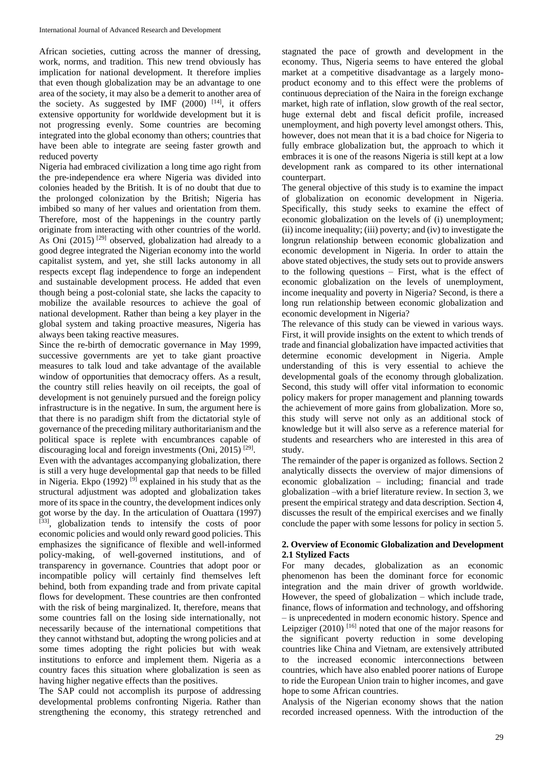African societies, cutting across the manner of dressing, work, norms, and tradition. This new trend obviously has implication for national development. It therefore implies that even though globalization may be an advantage to one area of the society, it may also be a demerit to another area of the society. As suggested by IMF (2000) [14], it offers extensive opportunity for worldwide development but it is not progressing evenly. Some countries are becoming integrated into the global economy than others; countries that have been able to integrate are seeing faster growth and reduced poverty

Nigeria had embraced civilization a long time ago right from the pre-independence era where Nigeria was divided into colonies headed by the British. It is of no doubt that due to the prolonged colonization by the British; Nigeria has imbibed so many of her values and orientation from them. Therefore, most of the happenings in the country partly originate from interacting with other countries of the world. As Oni (2015) [29] observed, globalization had already to a good degree integrated the Nigerian economy into the world capitalist system, and yet, she still lacks autonomy in all respects except flag independence to forge an independent and sustainable development process. He added that even though being a post-colonial state, she lacks the capacity to mobilize the available resources to achieve the goal of national development. Rather than being a key player in the global system and taking proactive measures, Nigeria has always been taking reactive measures.

Since the re-birth of democratic governance in May 1999, successive governments are yet to take giant proactive measures to talk loud and take advantage of the available window of opportunities that democracy offers. As a result, the country still relies heavily on oil receipts, the goal of development is not genuinely pursued and the foreign policy infrastructure is in the negative. In sum, the argument here is that there is no paradigm shift from the dictatorial style of governance of the preceding military authoritarianism and the political space is replete with encumbrances capable of discouraging local and foreign investments (Oni, 2015) [29].

Even with the advantages accompanying globalization, there is still a very huge developmental gap that needs to be filled in Nigeria. Ekpo (1992) [9] explained in his study that as the structural adjustment was adopted and globalization takes more of its space in the country, the development indices only got worse by the day. In the articulation of Ouattara (1997) [33], globalization tends to intensify the costs of poor economic policies and would only reward good policies. This emphasizes the significance of flexible and well-informed policy-making, of well-governed institutions, and of transparency in governance. Countries that adopt poor or incompatible policy will certainly find themselves left behind, both from expanding trade and from private capital flows for development. These countries are then confronted with the risk of being marginalized. It, therefore, means that some countries fall on the losing side internationally, not necessarily because of the international competitions that they cannot withstand but, adopting the wrong policies and at some times adopting the right policies but with weak institutions to enforce and implement them. Nigeria as a country faces this situation where globalization is seen as having higher negative effects than the positives.

The SAP could not accomplish its purpose of addressing developmental problems confronting Nigeria. Rather than strengthening the economy, this strategy retrenched and stagnated the pace of growth and development in the economy. Thus, Nigeria seems to have entered the global market at a competitive disadvantage as a largely mono-product economy and to this effect were the problems of continuous depreciation of the Naira in the foreign exchange market, high rate of inflation, slow growth of the real sector, huge external debt and fiscal deficit profile, increased unemployment, and high poverty level amongst others. This, however, does not mean that it is a bad choice for Nigeria to fully embrace globalization but, the approach to which it embraces it is one of the reasons Nigeria is still kept at a low development rank as compared to its other international counterpart.

The general objective of this study is to examine the impact of globalization on economic development in Nigeria. Specifically, this study seeks to examine the effect of economic globalization on the levels of (i) unemployment; (ii) income inequality; (iii) poverty; and (iv) to investigate the longrun relationship between economic globalization and economic development in Nigeria. In order to attain the above stated objectives, the study sets out to provide answers to the following questions – First, what is the effect of economic globalization on the levels of unemployment, income inequality and poverty in Nigeria? Second, is there a long run relationship between economic globalization and economic development in Nigeria?

The relevance of this study can be viewed in various ways. First, it will provide insights on the extent to which trends of trade and financial globalization have impacted activities that determine economic development in Nigeria. Ample understanding of this is very essential to achieve the developmental goals of the economy through globalization. Second, this study will offer vital information to economic policy makers for proper management and planning towards the achievement of more gains from globalization. More so, this study will serve not only as an additional stock of knowledge but it will also serve as a reference material for students and researchers who are interested in this area of study.

The remainder of the paper is organized as follows. Section 2 analytically dissects the overview of major dimensions of economic globalization – including; financial and trade globalization –with a brief literature review. In section 3, we present the empirical strategy and data description. Section 4, discusses the result of the empirical exercises and we finally conclude the paper with some lessons for policy in section 5.

## 2. Overview of Economic Globalization and Development

### 2.1 Stylized Facts

For many decades, globalization as an economic phenomenon has been the dominant force for economic integration and the main driver of growth worldwide. However, the speed of globalization – which include trade, finance, flows of information and technology, and offshoring – is unprecedented in modern economic history. Spence and Leipziger (2010) [16] noted that one of the major reasons for the significant poverty reduction in some developing countries like China and Vietnam, are extensively attributed to the increased economic interconnections between countries, which have also enabled poorer nations of Europe to ride the European Union train to higher incomes, and gave hope to some African countries.

Analysis of the Nigerian economy shows that the nation recorded increased openness. With the introduction of the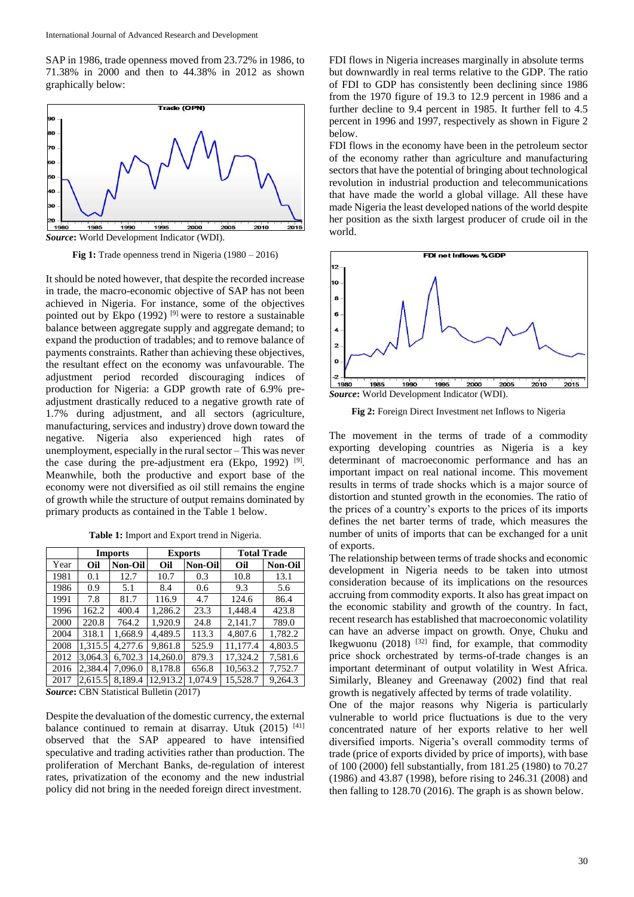SAP in 1986, trade openness moved from 23.72% in 1986, to 71.38% in 2000 and then to 44.38% in 2012 as shown graphically below:

*Source*: World Development Indicator (WDI).

**Fig 1:** Trade openness trend in Nigeria (1980 – 2016)

It should be noted however, that despite the recorded increase in trade, the macro-economic objective of SAP has not been achieved in Nigeria. For instance, some of the objectives pointed out by Ekpo (1992) [9] were to restore a sustainable balance between aggregate supply and aggregate demand; to expand the production of tradables; and to remove balance of payments constraints. Rather than achieving these objectives, the resultant effect on the economy was unfavourable. The adjustment period recorded discouraging indices of production for Nigeria: a GDP growth rate of 6.9% pre-adjustment drastically reduced to a negative growth rate of 1.7% during adjustment, and all sectors (agriculture, manufacturing, services and industry) drove down toward the negative. Nigeria also experienced high rates of unemployment, especially in the rural sector – This was never the case during the pre-adjustment era (Ekpo, 1992) [9]. Meanwhile, both the productive and export base of the economy were not diversified as oil still remains the engine of growth while the structure of output remains dominated by primary products as contained in the Table 1 below.

**Table 1:** Import and Export trend in Nigeria.

| | Imports | | Exports | | Total Trade | |
|---|---|---|---|---|---|---|
| Year | Oil | Non-Oil | Oil | Non-Oil | Oil | Non-Oil |
| 1981 | 0.1 | 12.7 | 10.7 | 0.3 | 10.8 | 13.1 |
| 1986 | 0.9 | 5.1 | 8.4 | 0.6 | 9.3 | 5.6 |
| 1991 | 7.8 | 81.7 | 116.9 | 4.7 | 124.6 | 86.4 |
| 1996 | 162.2 | 400.4 | 1,286.2 | 23.3 | 1,448.4 | 423.8 |
| 2000 | 220.8 | 764.2 | 1,920.9 | 24.8 | 2,141.7 | 789.0 |
| 2004 | 318.1 | 1,668.9 | 4,489.5 | 113.3 | 4,807.6 | 1,782.2 |
| 2008 | 1,315.5 | 4,277.6 | 9,861.8 | 525.9 | 11,177.4 | 4,803.5 |
| 2012 | 3,064.3 | 6,702.3 | 14,260.0 | 879.3 | 17,324.2 | 7,581.6 |
| 2016 | 2,384.4 | 7,096.0 | 8,178.8 | 656.8 | 10,563.2 | 7,752.7 |
| 2017 | 2,615.5 | 8,189.4 | 12,913.2 | 1,074.9 | 15,528.7 | 9,264.3 |

*Source*: CBN Statistical Bulletin (2017)

Despite the devaluation of the domestic currency, the external balance continued to remain at disarray. Utuk (2015) [41] observed that the SAP appeared to have intensified speculative and trading activities rather than production. The proliferation of Merchant Banks, de-regulation of interest rates, privatization of the economy and the new industrial policy did not bring in the needed foreign direct investment.

FDI flows in Nigeria increases marginally in absolute terms but downwardly in real terms relative to the GDP. The ratio of FDI to GDP has consistently been declining since 1986 from the 1970 figure of 19.3 to 12.9 percent in 1986 and a further decline to 9.4 percent in 1985. It further fell to 4.5 percent in 1996 and 1997, respectively as shown in Figure 2 below.

FDI flows in the economy have been in the petroleum sector of the economy rather than agriculture and manufacturing sectors that have the potential of bringing about technological revolution in industrial production and telecommunications that have made the world a global village. All these have made Nigeria the least developed nations of the world despite her position as the sixth largest producer of crude oil in the world.

*Source*: World Development Indicator (WDI).

**Fig 2:** Foreign Direct Investment net Inflows to Nigeria

The movement in the terms of trade of a commodity exporting developing countries as Nigeria is a key determinant of macroeconomic performance and has an important impact on real national income. This movement results in terms of trade shocks which is a major source of distortion and stunted growth in the economies. The ratio of the prices of a country's exports to the prices of its imports defines the net barter terms of trade, which measures the number of units of imports that can be exchanged for a unit of exports.

The relationship between terms of trade shocks and economic development in Nigeria needs to be taken into utmost consideration because of its implications on the resources accruing from commodity exports. It also has great impact on the economic stability and growth of the country. In fact, recent research has established that macroeconomic volatility can have an adverse impact on growth. Onye, Chuku and Ikegwuonu (2018) [32] find, for example, that commodity price shock orchestrated by terms-of-trade changes is an important determinant of output volatility in West Africa. Similarly, Bleaney and Greenaway (2002) find that real growth is negatively affected by terms of trade volatility.

One of the major reasons why Nigeria is particularly vulnerable to world price fluctuations is due to the very concentrated nature of her exports relative to her well diversified imports. Nigeria's overall commodity terms of trade (price of exports divided by price of imports), with base of 100 (2000) fell substantially, from 181.25 (1980) to 70.27 (1986) and 43.87 (1998), before rising to 246.31 (2008) and then falling to 128.70 (2016). The graph is as shown below.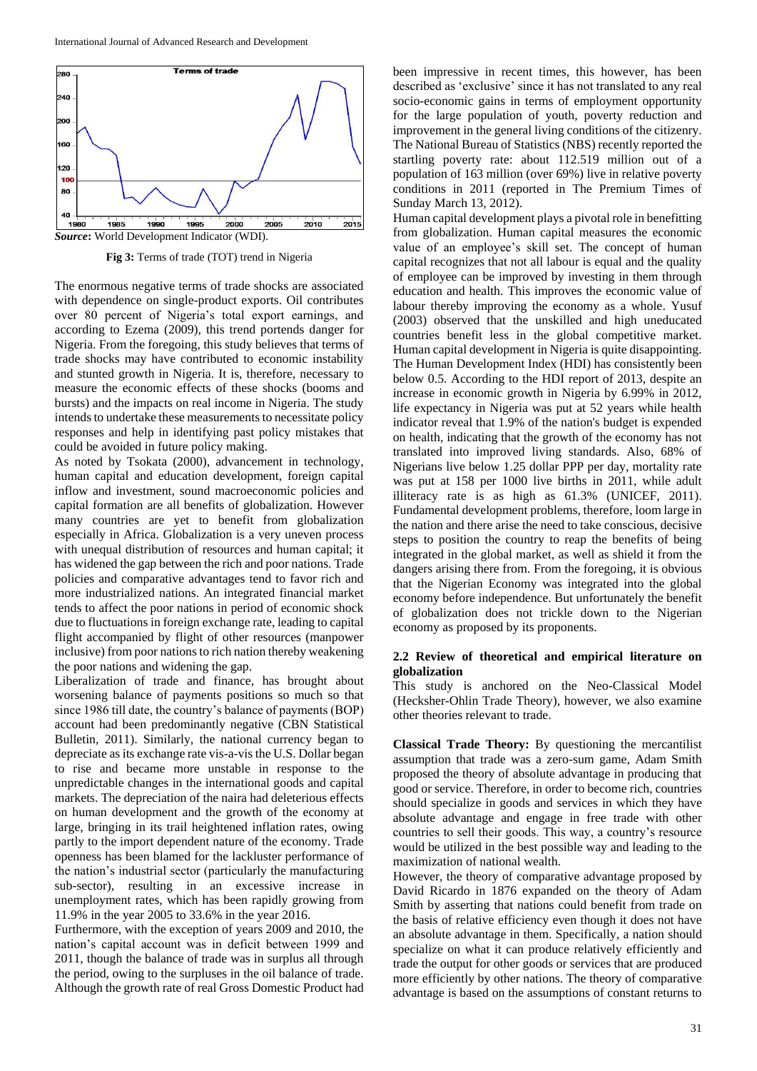**Source:** World Development Indicator (WDI).

**Fig 3:** Terms of trade (TOT) trend in Nigeria

The enormous negative terms of trade shocks are associated with dependence on single-product exports. Oil contributes over 80 percent of Nigeria's total export earnings, and according to Ezema (2009), this trend portends danger for Nigeria. From the foregoing, this study believes that terms of trade shocks may have contributed to economic instability and stunted growth in Nigeria. It is, therefore, necessary to measure the economic effects of these shocks (booms and bursts) and the impacts on real income in Nigeria. The study intends to undertake these measurements to necessitate policy responses and help in identifying past policy mistakes that could be avoided in future policy making.

As noted by Tsokata (2000), advancement in technology, human capital and education development, foreign capital inflow and investment, sound macroeconomic policies and capital formation are all benefits of globalization. However many countries are yet to benefit from globalization especially in Africa. Globalization is a very uneven process with unequal distribution of resources and human capital; it has widened the gap between the rich and poor nations. Trade policies and comparative advantages tend to favor rich and more industrialized nations. An integrated financial market tends to affect the poor nations in period of economic shock due to fluctuations in foreign exchange rate, leading to capital flight accompanied by flight of other resources (manpower inclusive) from poor nations to rich nation thereby weakening the poor nations and widening the gap.

Liberalization of trade and finance, has brought about worsening balance of payments positions so much so that since 1986 till date, the country's balance of payments (BOP) account had been predominantly negative (CBN Statistical Bulletin, 2011). Similarly, the national currency began to depreciate as its exchange rate vis-a-vis the U.S. Dollar began to rise and became more unstable in response to the unpredictable changes in the international goods and capital markets. The depreciation of the naira had deleterious effects on human development and the growth of the economy at large, bringing in its trail heightened inflation rates, owing partly to the import dependent nature of the economy. Trade openness has been blamed for the lackluster performance of the nation's industrial sector (particularly the manufacturing sub-sector), resulting in an excessive increase in unemployment rates, which has been rapidly growing from 11.9% in the year 2005 to 33.6% in the year 2016.

Furthermore, with the exception of years 2009 and 2010, the nation's capital account was in deficit between 1999 and 2011, though the balance of trade was in surplus all through the period, owing to the surpluses in the oil balance of trade. Although the growth rate of real Gross Domestic Product had been impressive in recent times, this however, has been described as 'exclusive' since it has not translated to any real socio-economic gains in terms of employment opportunity for the large population of youth, poverty reduction and improvement in the general living conditions of the citizenry. The National Bureau of Statistics (NBS) recently reported the startling poverty rate: about 112.519 million out of a population of 163 million (over 69%) live in relative poverty conditions in 2011 (reported in The Premium Times of Sunday March 13, 2012).

Human capital development plays a pivotal role in benefitting from globalization. Human capital measures the economic value of an employee's skill set. The concept of human capital recognizes that not all labour is equal and the quality of employee can be improved by investing in them through education and health. This improves the economic value of labour thereby improving the economy as a whole. Yusuf (2003) observed that the unskilled and high uneducated countries benefit less in the global competitive market. Human capital development in Nigeria is quite disappointing. The Human Development Index (HDI) has consistently been below 0.5. According to the HDI report of 2013, despite an increase in economic growth in Nigeria by 6.99% in 2012, life expectancy in Nigeria was put at 52 years while health indicator reveal that 1.9% of the nation's budget is expended on health, indicating that the growth of the economy has not translated into improved living standards. Also, 68% of Nigerians live below 1.25 dollar PPP per day, mortality rate was put at 158 per 1000 live births in 2011, while adult illiteracy rate is as high as 61.3% (UNICEF, 2011). Fundamental development problems, therefore, loom large in the nation and there arise the need to take conscious, decisive steps to position the country to reap the benefits of being integrated in the global market, as well as shield it from the dangers arising there from. From the foregoing, it is obvious that the Nigerian Economy was integrated into the global economy before independence. But unfortunately the benefit of globalization does not trickle down to the Nigerian economy as proposed by its proponents.

### 2.2 Review of theoretical and empirical literature on globalization

This study is anchored on the Neo-Classical Model (Hecksher-Ohlin Trade Theory), however, we also examine other theories relevant to trade.

**Classical Trade Theory:** By questioning the mercantilist assumption that trade was a zero-sum game, Adam Smith proposed the theory of absolute advantage in producing that good or service. Therefore, in order to become rich, countries should specialize in goods and services in which they have absolute advantage and engage in free trade with other countries to sell their goods. This way, a country's resource would be utilized in the best possible way and leading to the maximization of national wealth.

However, the theory of comparative advantage proposed by David Ricardo in 1876 expanded on the theory of Adam Smith by asserting that nations could benefit from trade on the basis of relative efficiency even though it does not have an absolute advantage in them. Specifically, a nation should specialize on what it can produce relatively efficiently and trade the output for other goods or services that are produced more efficiently by other nations. The theory of comparative advantage is based on the assumptions of constant returns to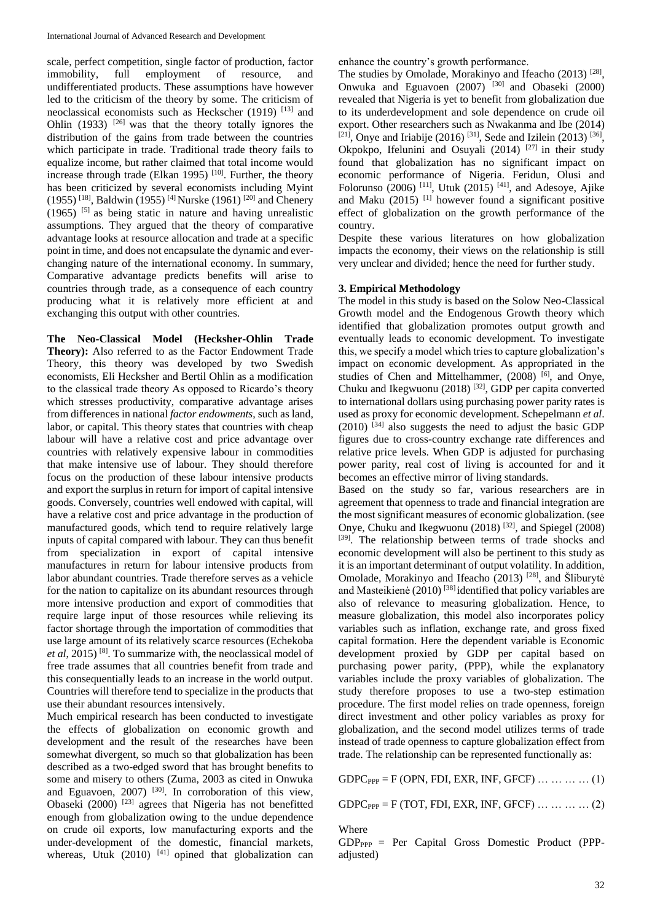scale, perfect competition, single factor of production, factor immobility, full employment of resource, and undifferentiated products. These assumptions have however led to the criticism of the theory by some. The criticism of neoclassical economists such as Heckscher (1919) [13] and Ohlin (1933) [26] was that the theory totally ignores the distribution of the gains from trade between the countries which participate in trade. Traditional trade theory fails to equalize income, but rather claimed that total income would increase through trade (Elkan 1995) [10]. Further, the theory has been criticized by several economists including Myint (1955) [18], Baldwin (1955) [4] Nurske (1961) [20] and Chenery (1965) [5] as being static in nature and having unrealistic assumptions. They argued that the theory of comparative advantage looks at resource allocation and trade at a specific point in time, and does not encapsulate the dynamic and ever-changing nature of the international economy. In summary, Comparative advantage predicts benefits will arise to countries through trade, as a consequence of each country producing what it is relatively more efficient at and exchanging this output with other countries.

**The Neo-Classical Model (Hecksher-Ohlin Trade Theory):** Also referred to as the Factor Endowment Trade Theory, this theory was developed by two Swedish economists, Eli Hecksher and Bertil Ohlin as a modification to the classical trade theory As opposed to Ricardo's theory which stresses productivity, comparative advantage arises from differences in national *factor endowments*, such as land, labor, or capital. This theory states that countries with cheap labour will have a relative cost and price advantage over countries with relatively expensive labour in commodities that make intensive use of labour. They should therefore focus on the production of these labour intensive products and export the surplus in return for import of capital intensive goods. Conversely, countries well endowed with capital, will have a relative cost and price advantage in the production of manufactured goods, which tend to require relatively large inputs of capital compared with labour. They can thus benefit from specialization in export of capital intensive manufactures in return for labour intensive products from labor abundant countries. Trade therefore serves as a vehicle for the nation to capitalize on its abundant resources through more intensive production and export of commodities that require large input of those resources while relieving its factor shortage through the importation of commodities that use large amount of its relatively scarce resources (Echekoba *et al*, 2015) [8]. To summarize with, the neoclassical model of free trade assumes that all countries benefit from trade and this consequentially leads to an increase in the world output. Countries will therefore tend to specialize in the products that use their abundant resources intensively.

Much empirical research has been conducted to investigate the effects of globalization on economic growth and development and the result of the researches have been somewhat divergent, so much so that globalization has been described as a two-edged sword that has brought benefits to some and misery to others (Zuma, 2003 as cited in Onwuka and Eguavoen, 2007) [30]. In corroboration of this view, Obaseki (2000) [23] agrees that Nigeria has not benefitted enough from globalization owing to the undue dependence on crude oil exports, low manufacturing exports and the under-development of the domestic, financial markets, whereas, Utuk (2010) [41] opined that globalization can enhance the country's growth performance.

The studies by Omolade, Morakinyo and Ifeacho (2013) [28], Onwuka and Eguavoen (2007) [30] and Obaseki (2000) revealed that Nigeria is yet to benefit from globalization due to its underdevelopment and sole dependence on crude oil export. Other researchers such as Nwakanma and Ibe (2014) [21], Onye and Iriabije (2016) [31], Sede and Izilein (2013) [36], Okpokpo, Ifelunini and Osuyali (2014) [27] in their study found that globalization has no significant impact on economic performance of Nigeria. Feridun, Olusi and Folorunso (2006) [11], Utuk (2015) [41], and Adesoye, Ajike and Maku (2015) [1] however found a significant positive effect of globalization on the growth performance of the country.

Despite these various literatures on how globalization impacts the economy, their views on the relationship is still very unclear and divided; hence the need for further study.

## 3. Empirical Methodology

The model in this study is based on the Solow Neo-Classical Growth model and the Endogenous Growth theory which identified that globalization promotes output growth and eventually leads to economic development. To investigate this, we specify a model which tries to capture globalization's impact on economic development. As appropriated in the studies of Chen and Mittelhammer, (2008) [6], and Onye, Chuku and Ikegwuonu (2018) [32], GDP per capita converted to international dollars using purchasing power parity rates is used as proxy for economic development. Schepelmann *et al*. (2010) [34] also suggests the need to adjust the basic GDP figures due to cross-country exchange rate differences and relative price levels. When GDP is adjusted for purchasing power parity, real cost of living is accounted for and it becomes an effective mirror of living standards.

Based on the study so far, various researchers are in agreement that openness to trade and financial integration are the most significant measures of economic globalization. (see Onye, Chuku and Ikegwuonu (2018) [32], and Spiegel (2008) [39]. The relationship between terms of trade shocks and economic development will also be pertinent to this study as it is an important determinant of output volatility. In addition, Omolade, Morakinyo and Ifeacho (2013) [28], and Šliburytė and Masteikienė (2010) [38] identified that policy variables are also of relevance to measuring globalization. Hence, to measure globalization, this model also incorporates policy variables such as inflation, exchange rate, and gross fixed capital formation. Here the dependent variable is Economic development proxied by GDP per capital based on purchasing power parity, (PPP), while the explanatory variables include the proxy variables of globalization. The study therefore proposes to use a two-step estimation procedure. The first model relies on trade openness, foreign direct investment and other policy variables as proxy for globalization, and the second model utilizes terms of trade instead of trade openness to capture globalization effect from trade. The relationship can be represented functionally as:

$$GDPC_{PPP} = F\,(OPN, FDI, EXR, INF, GFCF) \quad \ldots\ldots\ldots\ldots (1)$$

$$GDPC_{PPP} = F\,(TOT, FDI, EXR, INF, GFCF) \quad \ldots\ldots\ldots\ldots (2)$$

Where

$GDP_{PPP}$ = Per Capital Gross Domestic Product (PPP-adjusted)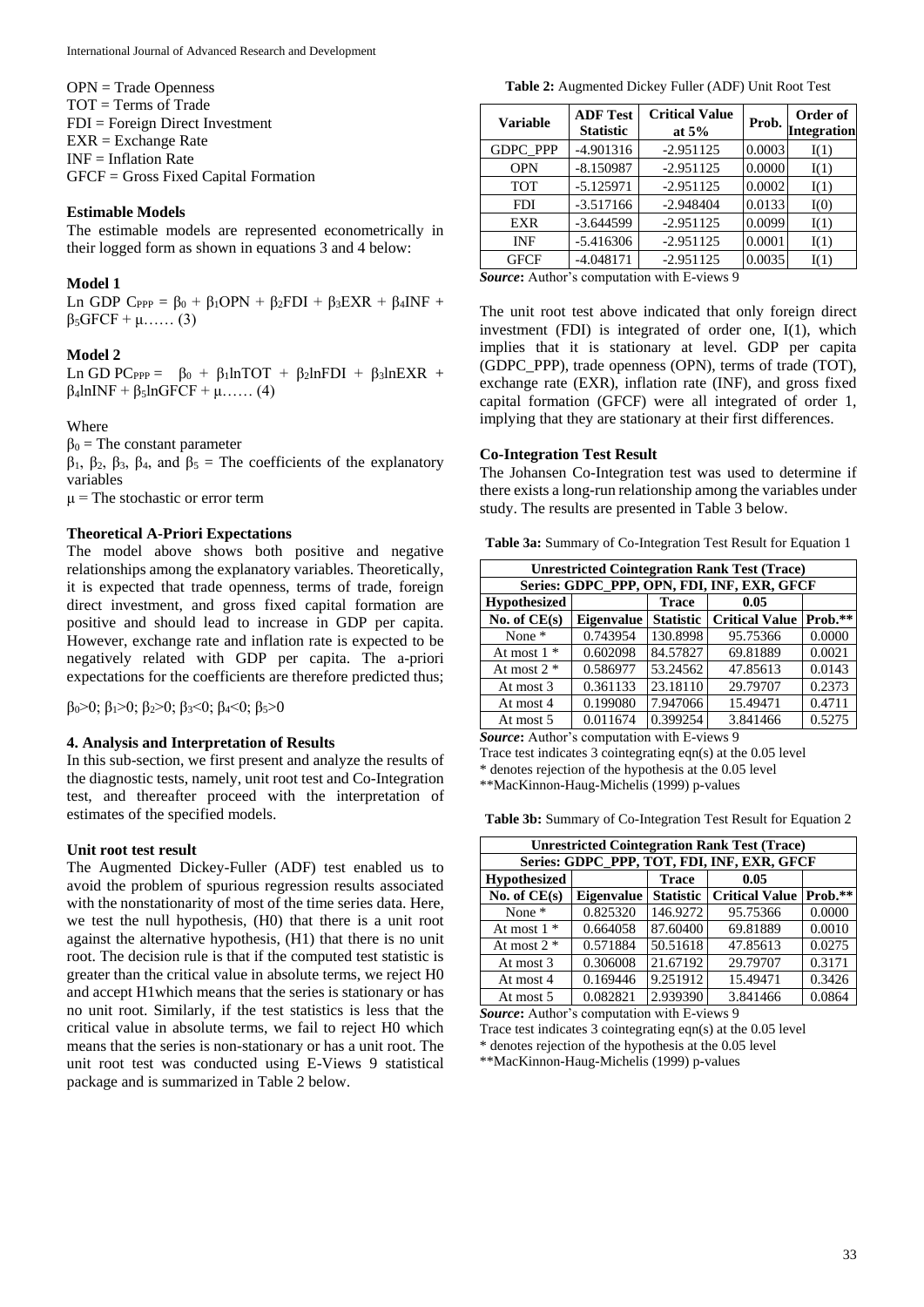OPN = Trade Openness
TOT = Terms of Trade
FDI = Foreign Direct Investment
EXR = Exchange Rate
INF = Inflation Rate
GFCF = Gross Fixed Capital Formation

### Estimable Models

The estimable models are represented econometrically in their logged form as shown in equations 3 and 4 below:

### Model 1

$\text{Ln GDP } C_{PPP} = \beta_0 + \beta_1 OPN + \beta_2 FDI + \beta_3 EXR + \beta_4 INF + \beta_5 GFCF + \mu$ …… (3)

### Model 2

$\text{Ln GD } PC_{PPP} = \beta_0 + \beta_1 \ln TOT + \beta_2 \ln FDI + \beta_3 \ln EXR + \beta_4 \ln INF + \beta_5 \ln GFCF + \mu$ …… (4)

Where

$\beta_0$ = The constant parameter

$\beta_1$, $\beta_2$, $\beta_3$, $\beta_4$, and $\beta_5$ = The coefficients of the explanatory variables

$\mu$ = The stochastic or error term

### Theoretical A-Priori Expectations

The model above shows both positive and negative relationships among the explanatory variables. Theoretically, it is expected that trade openness, terms of trade, foreign direct investment, and gross fixed capital formation are positive and should lead to increase in GDP per capita. However, exchange rate and inflation rate is expected to be negatively related with GDP per capita. The a-priori expectations for the coefficients are therefore predicted thus;

$\beta_0>0$; $\beta_1>0$; $\beta_2>0$; $\beta_3<0$; $\beta_4<0$; $\beta_5>0$

## 4. Analysis and Interpretation of Results

In this sub-section, we first present and analyze the results of the diagnostic tests, namely, unit root test and Co-Integration test, and thereafter proceed with the interpretation of estimates of the specified models.

### Unit root test result

The Augmented Dickey-Fuller (ADF) test enabled us to avoid the problem of spurious regression results associated with the nonstationarity of most of the time series data. Here, we test the null hypothesis, (H0) that there is a unit root against the alternative hypothesis, (H1) that there is no unit root. The decision rule is that if the computed test statistic is greater than the critical value in absolute terms, we reject H0 and accept H1which means that the series is stationary or has no unit root. Similarly, if the test statistics is less that the critical value in absolute terms, we fail to reject H0 which means that the series is non-stationary or has a unit root. The unit root test was conducted using E-Views 9 statistical package and is summarized in Table 2 below.

**Table 2:** Augmented Dickey Fuller (ADF) Unit Root Test

| Variable | ADF Test Statistic | Critical Value at 5% | Prob. | Order of Integration |
|---|---|---|---|---|
| GDPC_PPP | -4.901316 | -2.951125 | 0.0003 | I(1) |
| OPN | -8.150987 | -2.951125 | 0.0000 | I(1) |
| TOT | -5.125971 | -2.951125 | 0.0002 | I(1) |
| FDI | -3.517166 | -2.948404 | 0.0133 | I(0) |
| EXR | -3.644599 | -2.951125 | 0.0099 | I(1) |
| INF | -5.416306 | -2.951125 | 0.0001 | I(1) |
| GFCF | -4.048171 | -2.951125 | 0.0035 | I(1) |

***Source*:** Author's computation with E-views 9

The unit root test above indicated that only foreign direct investment (FDI) is integrated of order one, I(1), which implies that it is stationary at level. GDP per capita (GDPC_PPP), trade openness (OPN), terms of trade (TOT), exchange rate (EXR), inflation rate (INF), and gross fixed capital formation (GFCF) were all integrated of order 1, implying that they are stationary at their first differences.

### Co-Integration Test Result

The Johansen Co-Integration test was used to determine if there exists a long-run relationship among the variables under study. The results are presented in Table 3 below.

**Table 3a:** Summary of Co-Integration Test Result for Equation 1

| Unrestricted Cointegration Rank Test (Trace) | | | | |
|---|---|---|---|---|
| Series: GDPC_PPP, OPN, FDI, INF, EXR, GFCF | | | | |
| Hypothesized No. of CE(s) | Eigenvalue | Trace Statistic | 0.05 Critical Value | Prob.** |
| None * | 0.743954 | 130.8998 | 95.75366 | 0.0000 |
| At most 1 * | 0.602098 | 84.57827 | 69.81889 | 0.0021 |
| At most 2 * | 0.586977 | 53.24562 | 47.85613 | 0.0143 |
| At most 3 | 0.361133 | 23.18110 | 29.79707 | 0.2373 |
| At most 4 | 0.199080 | 7.947066 | 15.49471 | 0.4711 |
| At most 5 | 0.011674 | 0.399254 | 3.841466 | 0.5275 |

***Source*:** Author's computation with E-views 9
Trace test indicates 3 cointegrating eqn(s) at the 0.05 level
* denotes rejection of the hypothesis at the 0.05 level
**MacKinnon-Haug-Michelis (1999) p-values

**Table 3b:** Summary of Co-Integration Test Result for Equation 2

| Unrestricted Cointegration Rank Test (Trace) | | | | |
|---|---|---|---|---|
| Series: GDPC_PPP, TOT, FDI, INF, EXR, GFCF | | | | |
| Hypothesized No. of CE(s) | Eigenvalue | Trace Statistic | 0.05 Critical Value | Prob.** |
| None * | 0.825320 | 146.9272 | 95.75366 | 0.0000 |
| At most 1 * | 0.664058 | 87.60400 | 69.81889 | 0.0010 |
| At most 2 * | 0.571884 | 50.51618 | 47.85613 | 0.0275 |
| At most 3 | 0.306008 | 21.67192 | 29.79707 | 0.3171 |
| At most 4 | 0.169446 | 9.251912 | 15.49471 | 0.3426 |
| At most 5 | 0.082821 | 2.939390 | 3.841466 | 0.0864 |

***Source*:** Author's computation with E-views 9
Trace test indicates 3 cointegrating eqn(s) at the 0.05 level
* denotes rejection of the hypothesis at the 0.05 level
**MacKinnon-Haug-Michelis (1999) p-values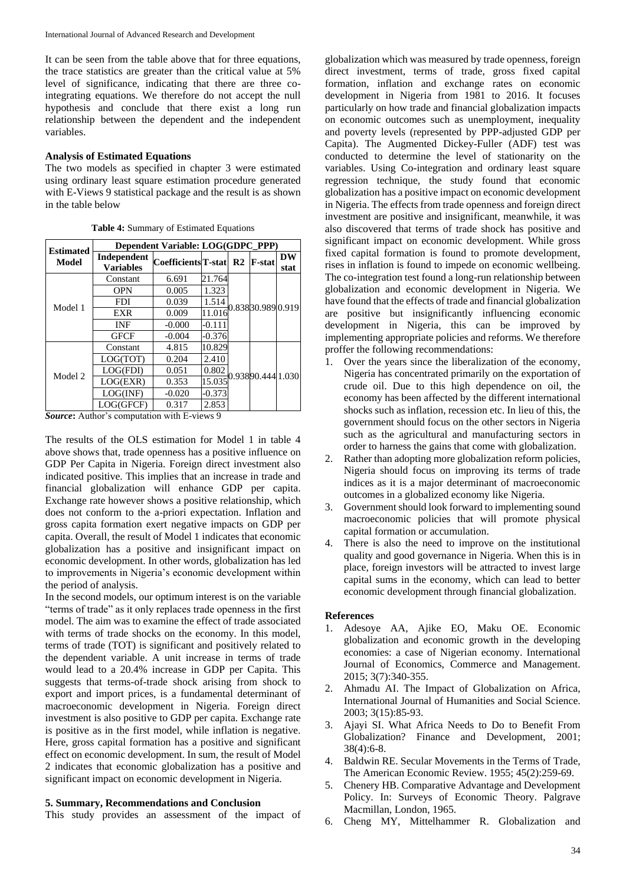It can be seen from the table above that for three equations, the trace statistics are greater than the critical value at 5% level of significance, indicating that there are three co-integrating equations. We therefore do not accept the null hypothesis and conclude that there exist a long run relationship between the dependent and the independent variables.

### Analysis of Estimated Equations

The two models as specified in chapter 3 were estimated using ordinary least square estimation procedure generated with E-Views 9 statistical package and the result is as shown in the table below

**Table 4:** Summary of Estimated Equations

| Estimated Model | Dependent Variable: LOG(GDPC_PPP) | | | | | |
|---|---|---|---|---|---|---|
| | Independent Variables | Coefficients | T-stat | R2 | F-stat | DW stat |
| Model 1 | Constant | 6.691 | 21.764 | 0.838 | 30.989 | 0.919 |
| | OPN | 0.005 | 1.323 | | | |
| | FDI | 0.039 | 1.514 | | | |
| | EXR | 0.009 | 11.016 | | | |
| | INF | -0.000 | -0.111 | | | |
| | GFCF | -0.004 | -0.376 | | | |
| Model 2 | Constant | 4.815 | 10.829 | 0.938 | 90.444 | 1.030 |
| | LOG(TOT) | 0.204 | 2.410 | | | |
| | LOG(FDI) | 0.051 | 0.802 | | | |
| | LOG(EXR) | 0.353 | 15.035 | | | |
| | LOG(INF) | -0.020 | -0.373 | | | |
| | LOG(GFCF) | 0.317 | 2.853 | | | |

***Source*:** Author's computation with E-views 9

The results of the OLS estimation for Model 1 in table 4 above shows that, trade openness has a positive influence on GDP Per Capita in Nigeria. Foreign direct investment also indicated positive. This implies that an increase in trade and financial globalization will enhance GDP per capita. Exchange rate however shows a positive relationship, which does not conform to the a-priori expectation. Inflation and gross capita formation exert negative impacts on GDP per capita. Overall, the result of Model 1 indicates that economic globalization has a positive and insignificant impact on economic development. In other words, globalization has led to improvements in Nigeria's economic development within the period of analysis.

In the second models, our optimum interest is on the variable "terms of trade" as it only replaces trade openness in the first model. The aim was to examine the effect of trade associated with terms of trade shocks on the economy. In this model, terms of trade (TOT) is significant and positively related to the dependent variable. A unit increase in terms of trade would lead to a 20.4% increase in GDP per Capita. This suggests that terms-of-trade shock arising from shock to export and import prices, is a fundamental determinant of macroeconomic development in Nigeria. Foreign direct investment is also positive to GDP per capita. Exchange rate is positive as in the first model, while inflation is negative. Here, gross capital formation has a positive and significant effect on economic development. In sum, the result of Model 2 indicates that economic globalization has a positive and significant impact on economic development in Nigeria.

## 5. Summary, Recommendations and Conclusion

This study provides an assessment of the impact of globalization which was measured by trade openness, foreign direct investment, terms of trade, gross fixed capital formation, inflation and exchange rates on economic development in Nigeria from 1981 to 2016. It focuses particularly on how trade and financial globalization impacts on economic outcomes such as unemployment, inequality and poverty levels (represented by PPP-adjusted GDP per Capita). The Augmented Dickey-Fuller (ADF) test was conducted to determine the level of stationarity on the variables. Using Co-integration and ordinary least square regression technique, the study found that economic globalization has a positive impact on economic development in Nigeria. The effects from trade openness and foreign direct investment are positive and insignificant, meanwhile, it was also discovered that terms of trade shock has positive and significant impact on economic development. While gross fixed capital formation is found to promote development, rises in inflation is found to impede on economic wellbeing. The co-integration test found a long-run relationship between globalization and economic development in Nigeria. We have found that the effects of trade and financial globalization are positive but insignificantly influencing economic development in Nigeria, this can be improved by implementing appropriate policies and reforms. We therefore proffer the following recommendations:

1. Over the years since the liberalization of the economy, Nigeria has concentrated primarily on the exportation of crude oil. Due to this high dependence on oil, the economy has been affected by the different international shocks such as inflation, recession etc. In lieu of this, the government should focus on the other sectors in Nigeria such as the agricultural and manufacturing sectors in order to harness the gains that come with globalization.
2. Rather than adopting more globalization reform policies, Nigeria should focus on improving its terms of trade indices as it is a major determinant of macroeconomic outcomes in a globalized economy like Nigeria.
3. Government should look forward to implementing sound macroeconomic policies that will promote physical capital formation or accumulation.
4. There is also the need to improve on the institutional quality and good governance in Nigeria. When this is in place, foreign investors will be attracted to invest large capital sums in the economy, which can lead to better economic development through financial globalization.

## References

1. Adesoye AA, Ajike EO, Maku OE. Economic globalization and economic growth in the developing economies: a case of Nigerian economy. International Journal of Economics, Commerce and Management. 2015; 3(7):340-355.
2. Ahmadu AI. The Impact of Globalization on Africa, International Journal of Humanities and Social Science. 2003; 3(15):85-93.
3. Ajayi SI. What Africa Needs to Do to Benefit From Globalization? Finance and Development, 2001; 38(4):6-8.
4. Baldwin RE. Secular Movements in the Terms of Trade, The American Economic Review. 1955; 45(2):259-69.
5. Chenery HB. Comparative Advantage and Development Policy. In: Surveys of Economic Theory. Palgrave Macmillan, London, 1965.
6. Cheng MY, Mittelhammer R. Globalization and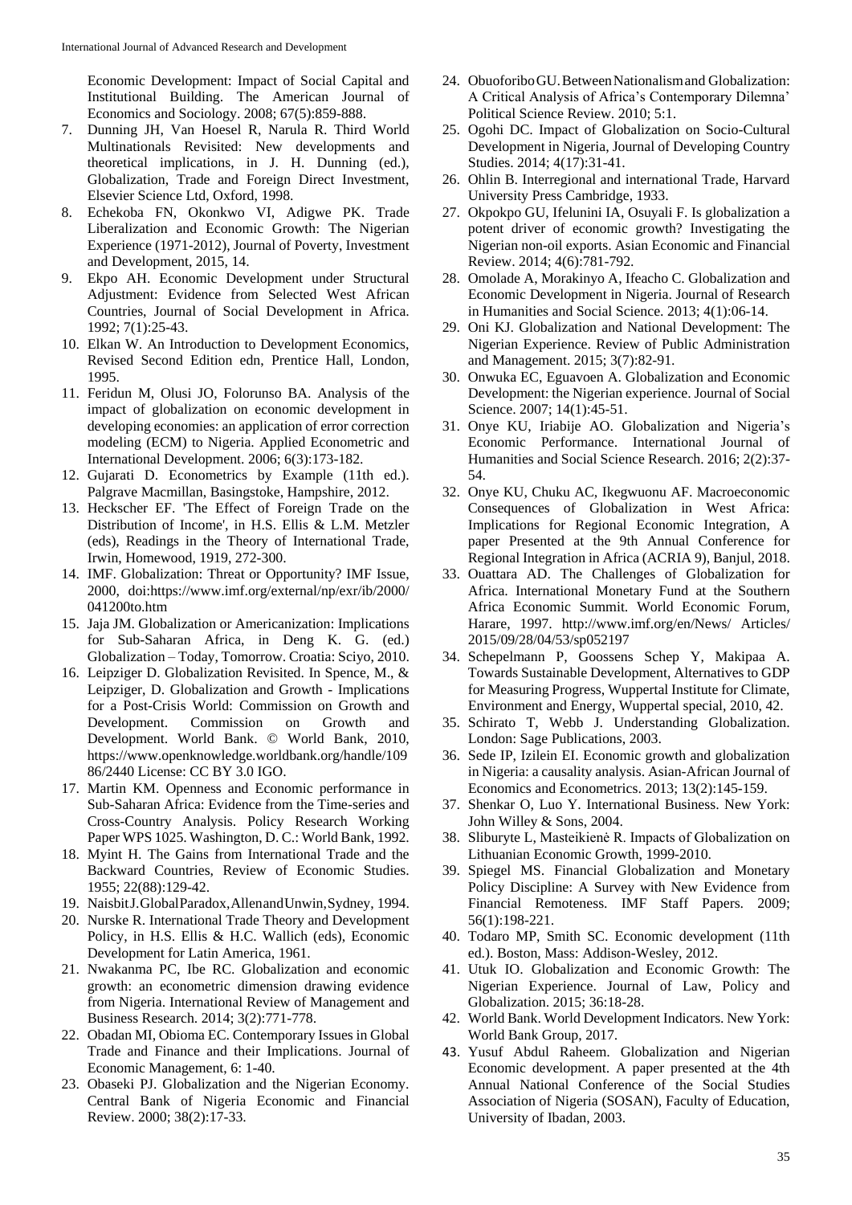Economic Development: Impact of Social Capital and Institutional Building. The American Journal of Economics and Sociology. 2008; 67(5):859-888.

7. Dunning JH, Van Hoesel R, Narula R. Third World Multinationals Revisited: New developments and theoretical implications, in J. H. Dunning (ed.), Globalization, Trade and Foreign Direct Investment, Elsevier Science Ltd, Oxford, 1998.
8. Echekoba FN, Okonkwo VI, Adigwe PK. Trade Liberalization and Economic Growth: The Nigerian Experience (1971-2012), Journal of Poverty, Investment and Development, 2015, 14.
9. Ekpo AH. Economic Development under Structural Adjustment: Evidence from Selected West African Countries, Journal of Social Development in Africa. 1992; 7(1):25-43.
10. Elkan W. An Introduction to Development Economics, Revised Second Edition edn, Prentice Hall, London, 1995.
11. Feridun M, Olusi JO, Folorunso BA. Analysis of the impact of globalization on economic development in developing economies: an application of error correction modeling (ECM) to Nigeria. Applied Econometric and International Development. 2006; 6(3):173-182.
12. Gujarati D. Econometrics by Example (11th ed.). Palgrave Macmillan, Basingstoke, Hampshire, 2012.
13. Heckscher EF. 'The Effect of Foreign Trade on the Distribution of Income', in H.S. Ellis & L.M. Metzler (eds), Readings in the Theory of International Trade, Irwin, Homewood, 1919, 272-300.
14. IMF. Globalization: Threat or Opportunity? IMF Issue, 2000, doi:https://www.imf.org/external/np/exr/ib/2000/041200to.htm
15. Jaja JM. Globalization or Americanization: Implications for Sub-Saharan Africa, in Deng K. G. (ed.) Globalization – Today, Tomorrow. Croatia: Sciyo, 2010.
16. Leipziger D. Globalization Revisited. In Spence, M., & Leipziger, D. Globalization and Growth - Implications for a Post-Crisis World: Commission on Growth and Development. Commission on Growth and Development. World Bank. © World Bank, 2010, https://www.openknowledge.worldbank.org/handle/10986/2440 License: CC BY 3.0 IGO.
17. Martin KM. Openness and Economic performance in Sub-Saharan Africa: Evidence from the Time-series and Cross-Country Analysis. Policy Research Working Paper WPS 1025. Washington, D. C.: World Bank, 1992.
18. Myint H. The Gains from International Trade and the Backward Countries, Review of Economic Studies. 1955; 22(88):129-42.
19. NaisbitJ.GlobalParadox,AllenandUnwin,Sydney, 1994.
20. Nurske R. International Trade Theory and Development Policy, in H.S. Ellis & H.C. Wallich (eds), Economic Development for Latin America, 1961.
21. Nwakanma PC, Ibe RC. Globalization and economic growth: an econometric dimension drawing evidence from Nigeria. International Review of Management and Business Research. 2014; 3(2):771-778.
22. Obadan MI, Obioma EC. Contemporary Issues in Global Trade and Finance and their Implications. Journal of Economic Management, 6: 1-40.
23. Obaseki PJ. Globalization and the Nigerian Economy. Central Bank of Nigeria Economic and Financial Review. 2000; 38(2):17-33.
24. ObuoforiboGU.BetweenNationalismand Globalization: A Critical Analysis of Africa's Contemporary Dilemna' Political Science Review. 2010; 5:1.
25. Ogohi DC. Impact of Globalization on Socio-Cultural Development in Nigeria, Journal of Developing Country Studies. 2014; 4(17):31-41.
26. Ohlin B. Interregional and international Trade, Harvard University Press Cambridge, 1933.
27. Okpokpo GU, Ifelunini IA, Osuyali F. Is globalization a potent driver of economic growth? Investigating the Nigerian non-oil exports. Asian Economic and Financial Review. 2014; 4(6):781-792.
28. Omolade A, Morakinyo A, Ifeacho C. Globalization and Economic Development in Nigeria. Journal of Research in Humanities and Social Science. 2013; 4(1):06-14.
29. Oni KJ. Globalization and National Development: The Nigerian Experience. Review of Public Administration and Management. 2015; 3(7):82-91.
30. Onwuka EC, Eguavoen A. Globalization and Economic Development: the Nigerian experience. Journal of Social Science. 2007; 14(1):45-51.
31. Onye KU, Iriabije AO. Globalization and Nigeria's Economic Performance. International Journal of Humanities and Social Science Research. 2016; 2(2):37-54.
32. Onye KU, Chuku AC, Ikegwuonu AF. Macroeconomic Consequences of Globalization in West Africa: Implications for Regional Economic Integration, A paper Presented at the 9th Annual Conference for Regional Integration in Africa (ACRIA 9), Banjul, 2018.
33. Ouattara AD. The Challenges of Globalization for Africa. International Monetary Fund at the Southern Africa Economic Summit. World Economic Forum, Harare, 1997. http://www.imf.org/en/News/ Articles/2015/09/28/04/53/sp052197
34. Schepelmann P, Goossens Schep Y, Makipaa A. Towards Sustainable Development, Alternatives to GDP for Measuring Progress, Wuppertal Institute for Climate, Environment and Energy, Wuppertal special, 2010, 42.
35. Schirato T, Webb J. Understanding Globalization. London: Sage Publications, 2003.
36. Sede IP, Izilein EI. Economic growth and globalization in Nigeria: a causality analysis. Asian-African Journal of Economics and Econometrics. 2013; 13(2):145-159.
37. Shenkar O, Luo Y. International Business. New York: John Willey & Sons, 2004.
38. Sliburyte L, Masteikienė R. Impacts of Globalization on Lithuanian Economic Growth, 1999-2010.
39. Spiegel MS. Financial Globalization and Monetary Policy Discipline: A Survey with New Evidence from Financial Remoteness. IMF Staff Papers. 2009; 56(1):198-221.
40. Todaro MP, Smith SC. Economic development (11th ed.). Boston, Mass: Addison-Wesley, 2012.
41. Utuk IO. Globalization and Economic Growth: The Nigerian Experience. Journal of Law, Policy and Globalization. 2015; 36:18-28.
42. World Bank. World Development Indicators. New York: World Bank Group, 2017.
43. Yusuf Abdul Raheem. Globalization and Nigerian Economic development. A paper presented at the 4th Annual National Conference of the Social Studies Association of Nigeria (SOSAN), Faculty of Education, University of Ibadan, 2003.